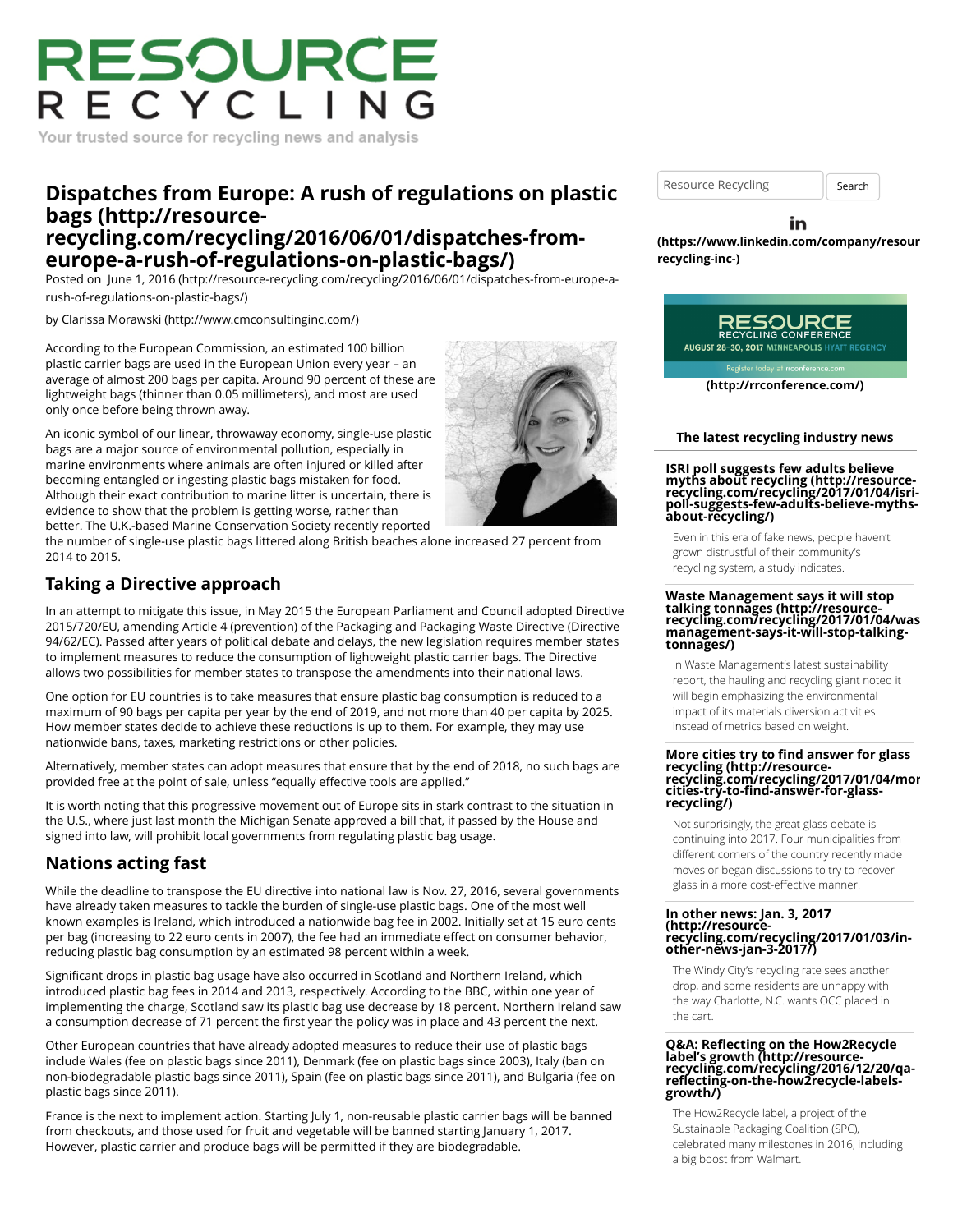# Dispatches from Europe: A rush of regulations on plastic bags (http://resource-recycling.com/recycling/2016/06/01/dispatches-from-europe-a-rush-of-regulations-on-plastic-bags/)

Posted on June 1, 2016 (http://resource-recycling.com/recycling/2016/06/01/dispatches-from-europe-a-rush-of-regulations-on-plastic-bags/)

by Clarissa Morawski (http://www.cmconsultinginc.com/)

According to the European Commission, an estimated 100 billion plastic carrier bags are used in the European Union every year – an average of almost 200 bags per capita. Around 90 percent of these are lightweight bags (thinner than 0.05 millimeters), and most are used only once before being thrown away.

An iconic symbol of our linear, throwaway economy, single-use plastic bags are a major source of environmental pollution, especially in marine environments where animals are often injured or killed after becoming entangled or ingesting plastic bags mistaken for food. Although their exact contribution to marine litter is uncertain, there is evidence to show that the problem is getting worse, rather than better. The U.K.-based Marine Conservation Society recently reported the number of single-use plastic bags littered along British beaches alone increased 27 percent from 2014 to 2015.

## Taking a Directive approach

In an attempt to mitigate this issue, in May 2015 the European Parliament and Council adopted Directive 2015/720/EU, amending Article 4 (prevention) of the Packaging and Packaging Waste Directive (Directive 94/62/EC). Passed after years of political debate and delays, the new legislation requires member states to implement measures to reduce the consumption of lightweight plastic carrier bags. The Directive allows two possibilities for member states to transpose the amendments into their national laws.

One option for EU countries is to take measures that ensure plastic bag consumption is reduced to a maximum of 90 bags per capita per year by the end of 2019, and not more than 40 per capita by 2025. How member states decide to achieve these reductions is up to them. For example, they may use nationwide bans, taxes, marketing restrictions or other policies.

Alternatively, member states can adopt measures that ensure that by the end of 2018, no such bags are provided free at the point of sale, unless "equally effective tools are applied."

It is worth noting that this progressive movement out of Europe sits in stark contrast to the situation in the U.S., where just last month the Michigan Senate approved a bill that, if passed by the House and signed into law, will prohibit local governments from regulating plastic bag usage.

## Nations acting fast

While the deadline to transpose the EU directive into national law is Nov. 27, 2016, several governments have already taken measures to tackle the burden of single-use plastic bags. One of the most well known examples is Ireland, which introduced a nationwide bag fee in 2002. Initially set at 15 euro cents per bag (increasing to 22 euro cents in 2007), the fee had an immediate effect on consumer behavior, reducing plastic bag consumption by an estimated 98 percent within a week.

Significant drops in plastic bag usage have also occurred in Scotland and Northern Ireland, which introduced plastic bag fees in 2014 and 2013, respectively. According to the BBC, within one year of implementing the charge, Scotland saw its plastic bag use decrease by 18 percent. Northern Ireland saw a consumption decrease of 71 percent the first year the policy was in place and 43 percent the next.

Other European countries that have already adopted measures to reduce their use of plastic bags include Wales (fee on plastic bags since 2011), Denmark (fee on plastic bags since 2003), Italy (ban on non-biodegradable plastic bags since 2011), Spain (fee on plastic bags since 2011), and Bulgaria (fee on plastic bags since 2011).

France is the next to implement action. Starting July 1, non-reusable plastic carrier bags will be banned from checkouts, and those used for fruit and vegetable will be banned starting January 1, 2017. However, plastic carrier and produce bags will be permitted if they are biodegradable.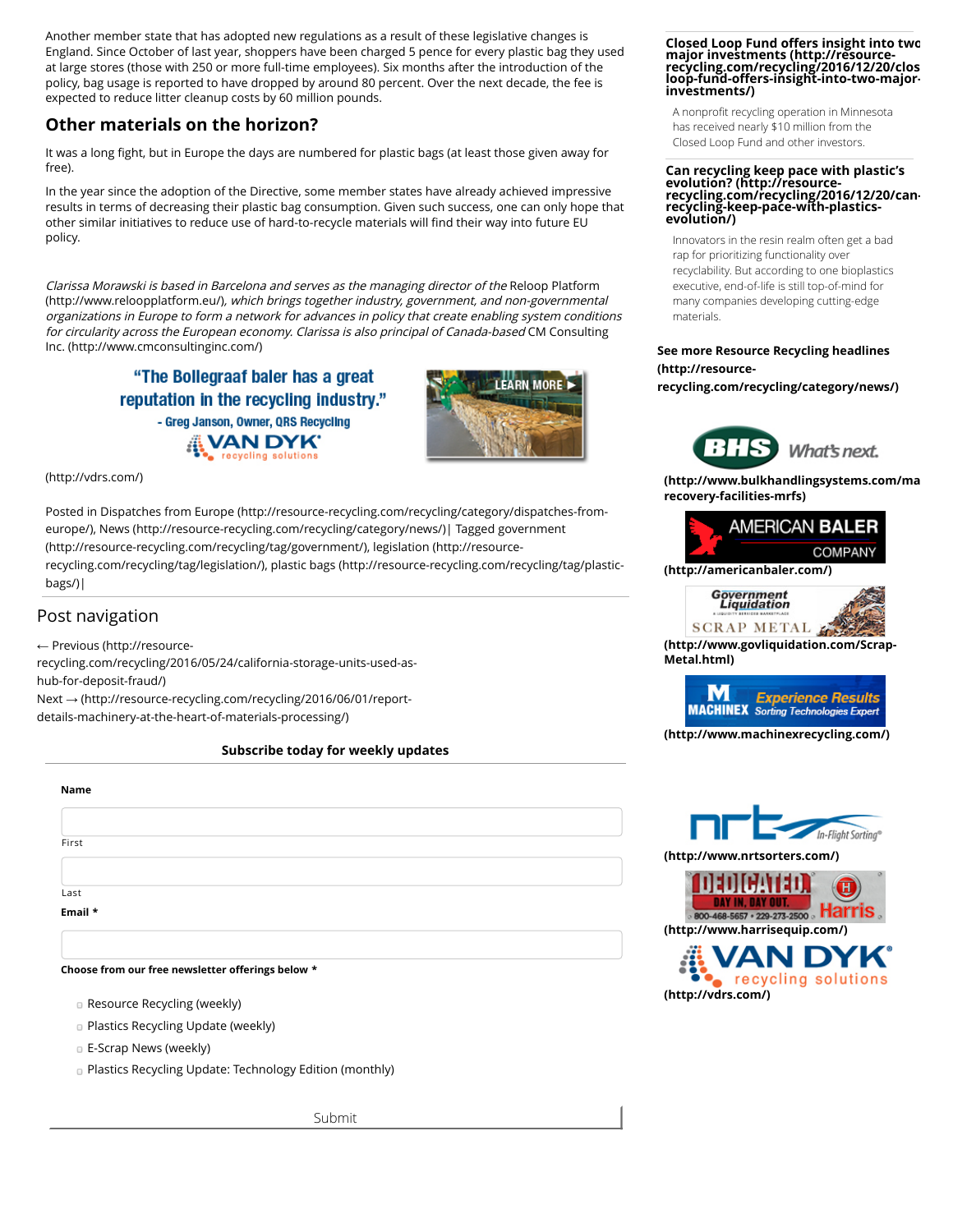Another member state that has adopted new regulations as a result of these legislative changes is England. Since October of last year, shoppers have been charged 5 pence for every plastic bag they used at large stores (those with 250 or more full-time employees). Six months after the introduction of the policy, bag usage is reported to have dropped by around 80 percent. Over the next decade, the fee is expected to reduce litter cleanup costs by 60 million pounds.

## Other materials on the horizon?

It was a long fight, but in Europe the days are numbered for plastic bags (at least those given away for free).

In the year since the adoption of the Directive, some member states have already achieved impressive results in terms of decreasing their plastic bag consumption. Given such success, one can only hope that other similar initiatives to reduce use of hard-to-recycle materials will find their way into future EU policy.

*Clarissa Morawski is based in Barcelona and serves as the managing director of the* Reloop Platform (http://www.reloopplatform.eu/)*, which brings together industry, government, and non-governmental organizations in Europe to form a network for advances in policy that create enabling system conditions for circularity across the European economy. Clarissa is also principal of Canada-based* CM Consulting Inc. (http://www.cmconsultinginc.com/)

"The Bollegraaf baler has a great reputation in the recycling industry."
- Greg Janson, Owner, QRS Recycling
VAN DYK recycling solutions
LEARN MORE

(http://vdrs.com/)

Posted in Dispatches from Europe (http://resource-recycling.com/recycling/category/dispatches-from-europe/), News (http://resource-recycling.com/recycling/category/news/) | Tagged government (http://resource-recycling.com/recycling/tag/government/), legislation (http://resource-recycling.com/recycling/tag/legislation/), plastic bags (http://resource-recycling.com/recycling/tag/plastic-bags/) |

## Post navigation

← Previous (http://resource-recycling.com/recycling/2016/05/24/california-storage-units-used-as-hub-for-deposit-fraud/)
Next → (http://resource-recycling.com/recycling/2016/06/01/report-details-machinery-at-the-heart-of-materials-processing/)

**Subscribe today for weekly updates**

**Name**

First

Last

**Email \***

**Choose from our free newsletter offerings below \***

- Resource Recycling (weekly)
- Plastics Recycling Update (weekly)
- E-Scrap News (weekly)
- Plastics Recycling Update: Technology Edition (monthly)

Submit

**Closed Loop Fund offers insight into two major investments (http://resource-recycling.com/recycling/2016/12/20/closed-loop-fund-offers-insight-into-two-major-investments/)**

A nonprofit recycling operation in Minnesota has received nearly $10 million from the Closed Loop Fund and other investors.

**Can recycling keep pace with plastic's evolution? (http://resource-recycling.com/recycling/2016/12/20/can-recycling-keep-pace-with-plastics-evolution/)**

Innovators in the resin realm often get a bad rap for prioritizing functionality over recyclability. But according to one bioplastics executive, end-of-life is still top-of-mind for many companies developing cutting-edge materials.

**See more Resource Recycling headlines (http://resource-recycling.com/recycling/category/news/)**

BHS What's next.
**(http://www.bulkhandlingsystems.com/materials-recovery-facilities-mrfs)**

AMERICAN BALER COMPANY
**(http://americanbaler.com/)**

Government Liquidation SCRAP METAL
**(http://www.govliquidation.com/Scrap-Metal.html)**

MACHINEX Experience Results Sorting Technologies Expert
**(http://www.machinexrecycling.com/)**

nrt In-Flight Sorting
**(http://www.nrtsorters.com/)**

DEDICATED. DAY IN, DAY OUT. 800-468-5657 • 229-273-2500 Harris
**(http://www.harrisequip.com/)**

VAN DYK recycling solutions
**(http://vdrs.com/)**